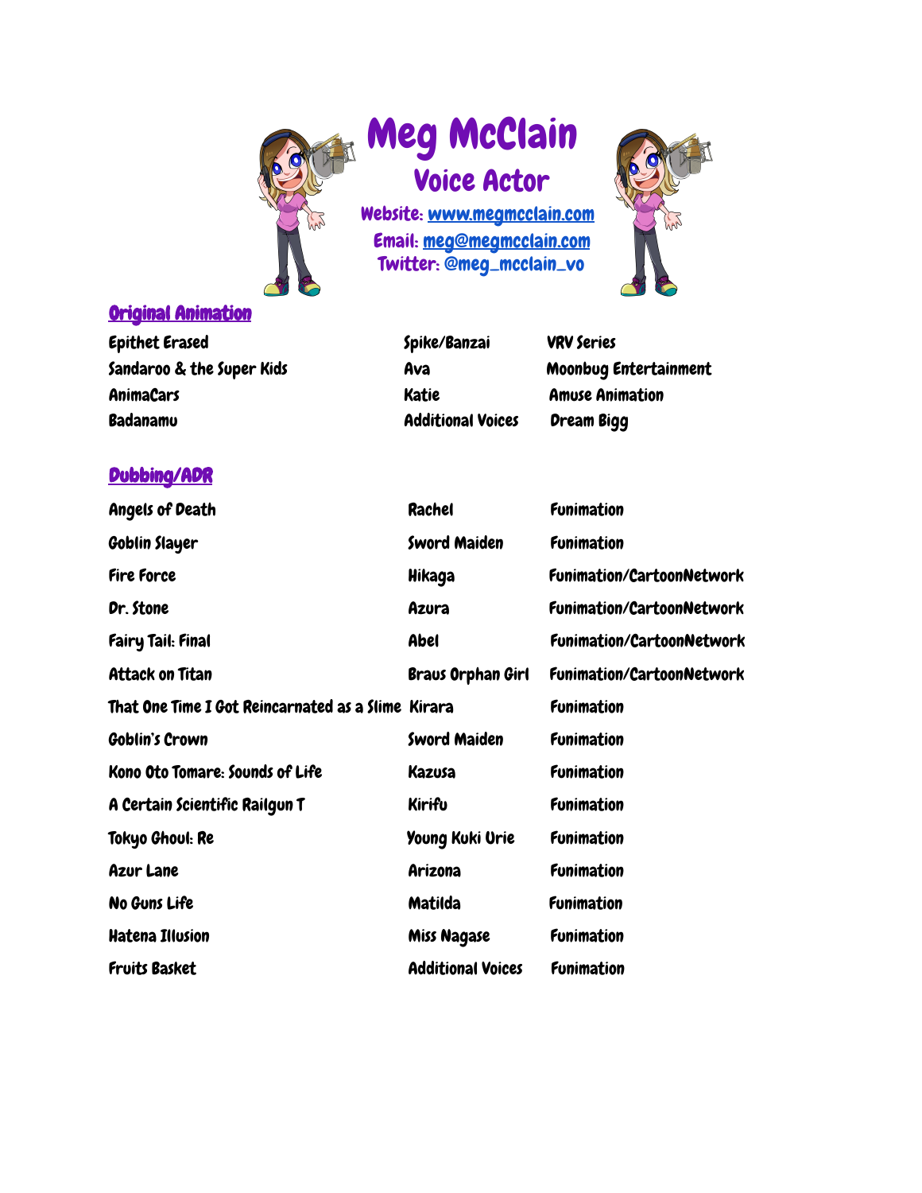# Meg McClain

## Voice Actor

**Website: www.megmcclain.com**
**Email: meg@megmcclain.com**
**Twitter: @meg_mcclain_vo**

## Original Animation

| | | |
|---|---|---|
| Epithet Erased | Spike/Banzai | VRV Series |
| Sandaroo & the Super Kids | Ava | Moonbug Entertainment |
| AnimaCars | Katie | Amuse Animation |
| Badanamu | Additional Voices | Dream Bigg |

## Dubbing/ADR

| | | |
|---|---|---|
| Angels of Death | Rachel | Funimation |
| Goblin Slayer | Sword Maiden | Funimation |
| Fire Force | Hikaga | Funimation/CartoonNetwork |
| Dr. Stone | Azura | Funimation/CartoonNetwork |
| Fairy Tail: Final | Abel | Funimation/CartoonNetwork |
| Attack on Titan | Braus Orphan Girl | Funimation/CartoonNetwork |
| That One Time I Got Reincarnated as a Slime | Kirara | Funimation |
| Goblin's Crown | Sword Maiden | Funimation |
| Kono Oto Tomare: Sounds of Life | Kazusa | Funimation |
| A Certain Scientific Railgun T | Kirifu | Funimation |
| Tokyo Ghoul: Re | Young Kuki Urie | Funimation |
| Azur Lane | Arizona | Funimation |
| No Guns Life | Matilda | Funimation |
| Hatena Illusion | Miss Nagase | Funimation |
| Fruits Basket | Additional Voices | Funimation |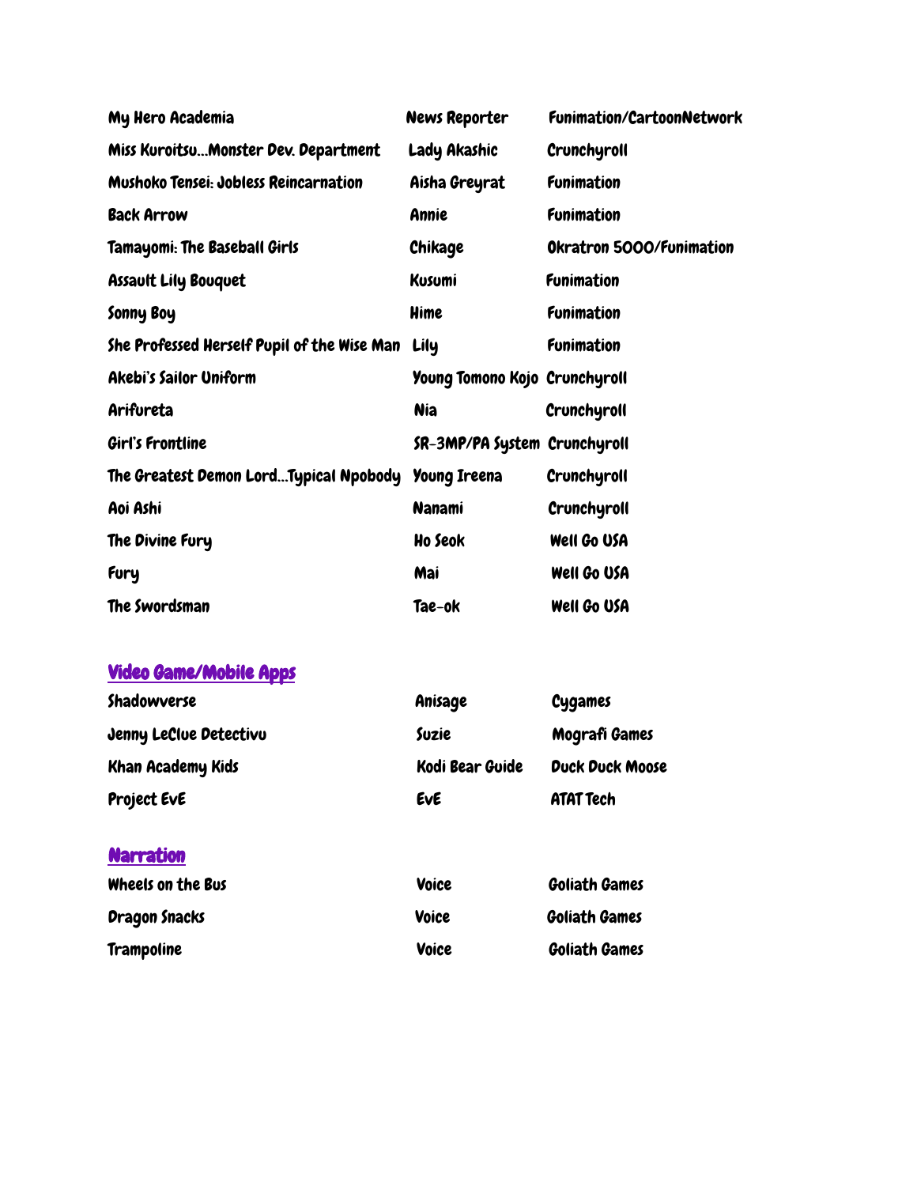| | | |
|---|---|---|
| My Hero Academia | News Reporter | Funimation/CartoonNetwork |
| Miss Kuroitsu...Monster Dev. Department | Lady Akashic | Crunchyroll |
| Mushoko Tensei: Jobless Reincarnation | Aisha Greyrat | Funimation |
| Back Arrow | Annie | Funimation |
| Tamayomi: The Baseball Girls | Chikage | Okratron 5000/Funimation |
| Assault Lily Bouquet | Kusumi | Funimation |
| Sonny Boy | Hime | Funimation |
| She Professed Herself Pupil of the Wise Man | Lily | Funimation |
| Akebi's Sailor Uniform | Young Tomono Kojo | Crunchyroll |
| Arifureta | Nia | Crunchyroll |
| Girl's Frontline | SR-3MP/PA System | Crunchyroll |
| The Greatest Demon Lord...Typical Npobody | Young Ireena | Crunchyroll |
| Aoi Ashi | Nanami | Crunchyroll |
| The Divine Fury | Ho Seok | Well Go USA |
| Fury | Mai | Well Go USA |
| The Swordsman | Tae-ok | Well Go USA |

## Video Game/Mobile Apps

| | | |
|---|---|---|
| Shadowverse | Anisage | Cygames |
| Jenny LeClue Detectivu | Suzie | Mografi Games |
| Khan Academy Kids | Kodi Bear Guide | Duck Duck Moose |
| Project EvE | EvE | ATAT Tech |

## Narration

| | | |
|---|---|---|
| Wheels on the Bus | Voice | Goliath Games |
| Dragon Snacks | Voice | Goliath Games |
| Trampoline | Voice | Goliath Games |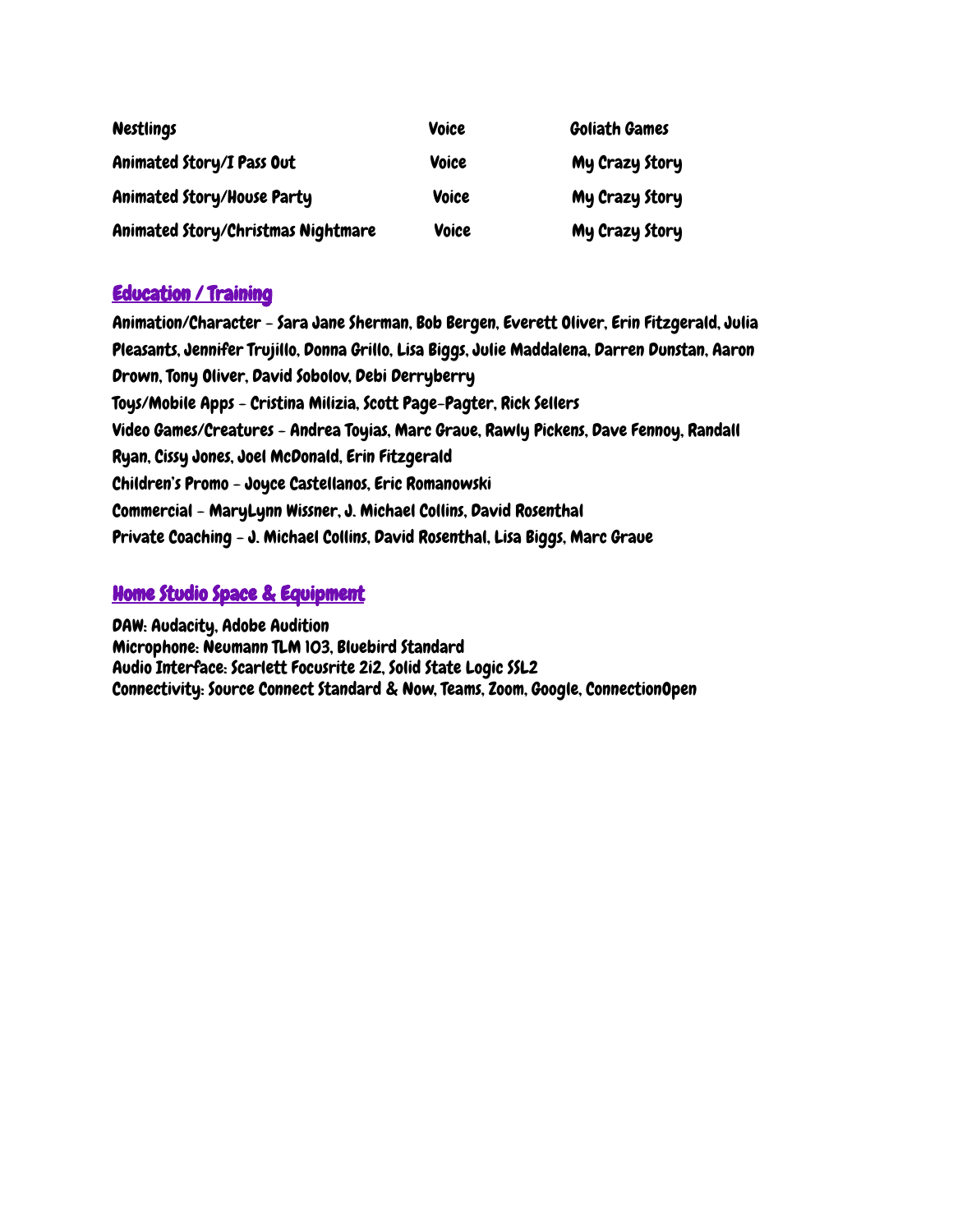| | | |
|---|---|---|
| **Nestlings** | **Voice** | **Goliath Games** |
| **Animated Story/I Pass Out** | **Voice** | **My Crazy Story** |
| **Animated Story/House Party** | **Voice** | **My Crazy Story** |
| **Animated Story/Christmas Nightmare** | **Voice** | **My Crazy Story** |

## Education / Training

**Animation/Character - Sara Jane Sherman, Bob Bergen, Everett Oliver, Erin Fitzgerald, Julia Pleasants, Jennifer Trujillo, Donna Grillo, Lisa Biggs, Julie Maddalena, Darren Dunstan, Aaron Drown, Tony Oliver, David Sobolov, Debi Derryberry**
**Toys/Mobile Apps - Cristina Milizia, Scott Page-Pagter, Rick Sellers**
**Video Games/Creatures - Andrea Toyias, Marc Graue, Rawly Pickens, Dave Fennoy, Randall Ryan, Cissy Jones, Joel McDonald, Erin Fitzgerald**
**Children's Promo - Joyce Castellanos, Eric Romanowski**
**Commercial - MaryLynn Wissner, J. Michael Collins, David Rosenthal**
**Private Coaching - J. Michael Collins, David Rosenthal, Lisa Biggs, Marc Graue**

## Home Studio Space & Equipment

**DAW: Audacity, Adobe Audition**
**Microphone: Neumann TLM 103, Bluebird Standard**
**Audio Interface: Scarlett Focusrite 2i2, Solid State Logic SSL2**
**Connectivity: Source Connect Standard & Now, Teams, Zoom, Google, ConnectionOpen**